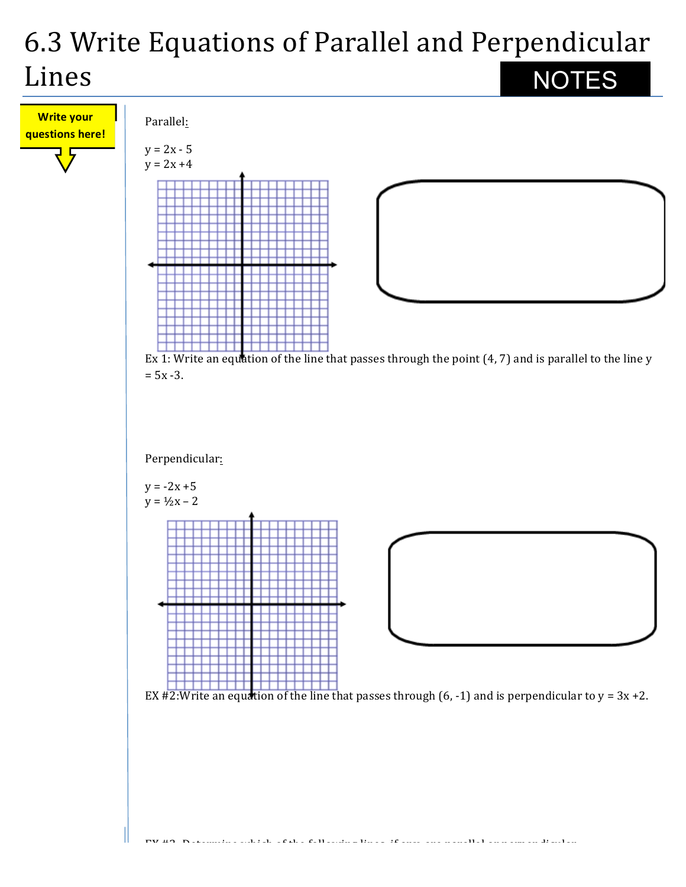# 6.3 Write Equations of Parallel and Perpendicular Lines

**NOTES**

**Write your questions here!**

Parallel:

$y = 2x - 5$
$y = 2x + 4$

Ex 1: Write an equation of the line that passes through the point (4, 7) and is parallel to the line $y = 5x - 3$.

Perpendicular:

$y = -2x + 5$
$y = \frac{1}{2}x - 2$

EX #2: Write an equation of the line that passes through (6, -1) and is perpendicular to $y = 3x + 2$.

EX #3: Determine which of the following lines, if any, are parallel or perpendicular.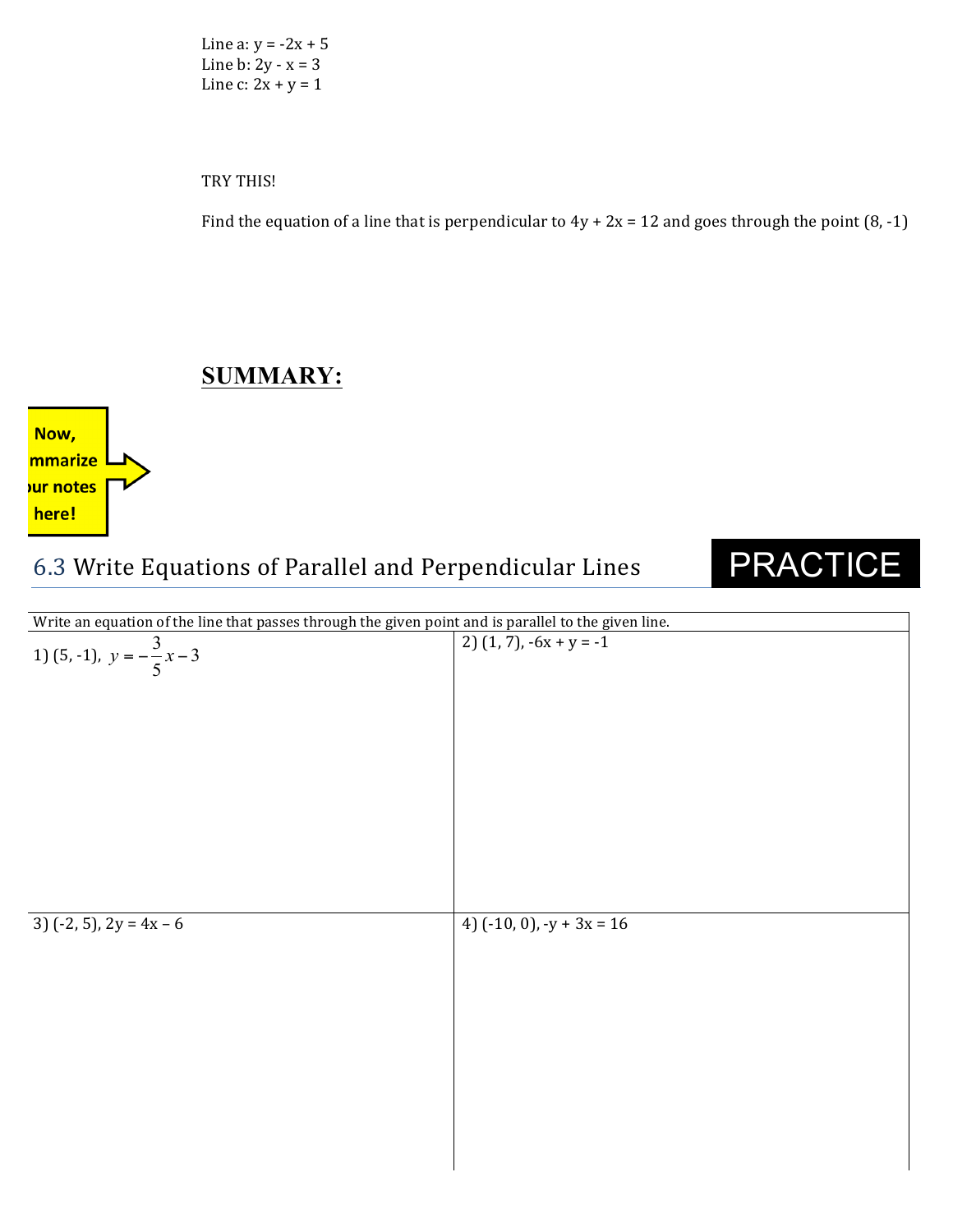Line a: $y = -2x + 5$
Line b: $2y - x = 3$
Line c: $2x + y = 1$

TRY THIS!

Find the equation of a line that is perpendicular to $4y + 2x = 12$ and goes through the point (8, -1)

## SUMMARY:

Now, summarize your notes here!

## 6.3 Write Equations of Parallel and Perpendicular Lines

**PRACTICE**

Write an equation of the line that passes through the given point and is parallel to the given line.

| | |
|---|---|
| 1) (5, -1), $y = -\frac{3}{5}x - 3$ | 2) (1, 7), $-6x + y = -1$ |
| 3) (-2, 5), $2y = 4x - 6$ | 4) (-10, 0), $-y + 3x = 16$ |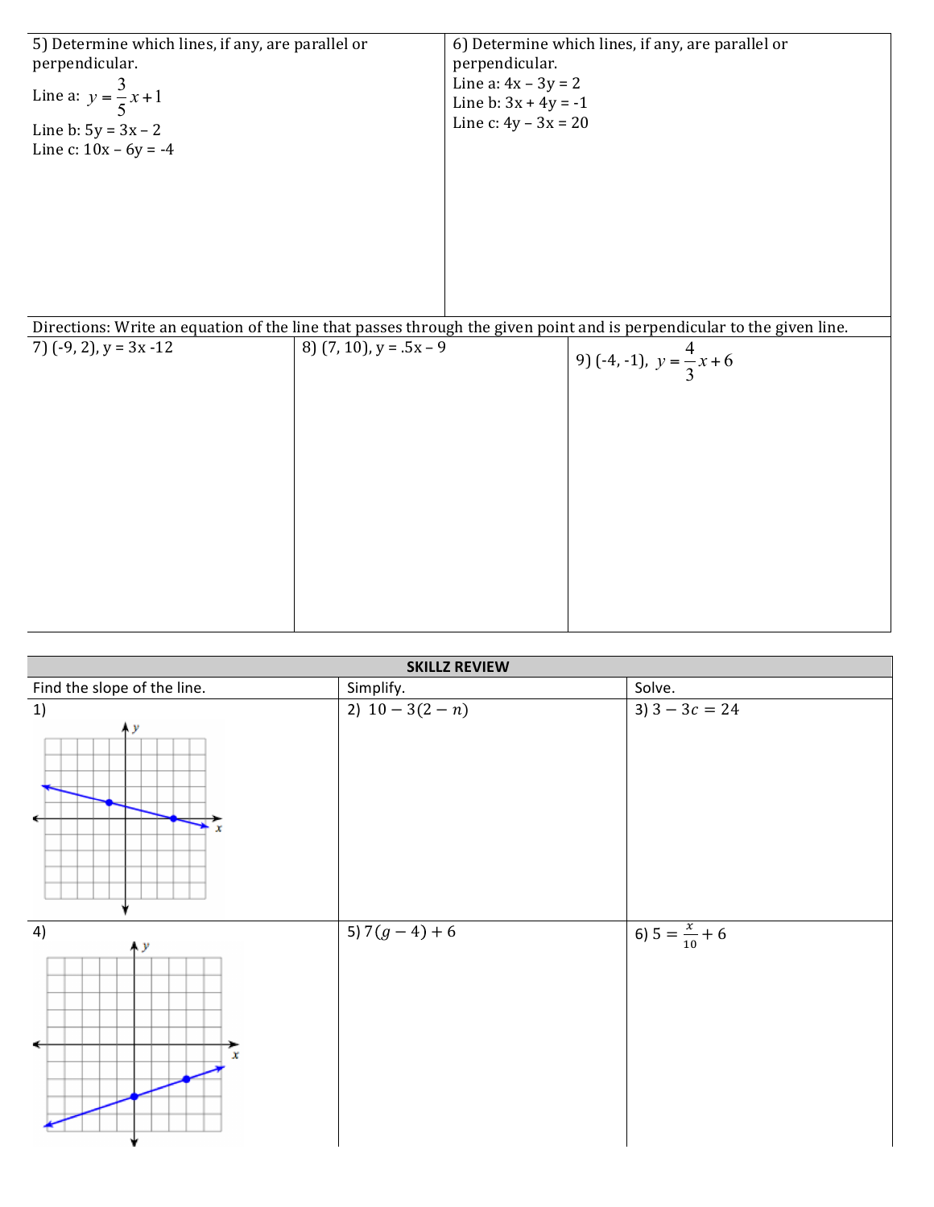5) Determine which lines, if any, are parallel or perpendicular.

Line a: $y = \frac{3}{5}x + 1$

Line b: $5y = 3x - 2$

Line c: $10x - 6y = -4$

6) Determine which lines, if any, are parallel or perpendicular.

Line a: $4x - 3y = 2$

Line b: $3x + 4y = -1$

Line c: $4y - 3x = 20$

Directions: Write an equation of the line that passes through the given point and is perpendicular to the given line.

| 7) (-9, 2), $y = 3x - 12$ | 8) (7, 10), $y = .5x - 9$ | 9) (-4, -1), $y = \frac{4}{3}x + 6$ |
|---|---|---|

## SKILLZ REVIEW

| Find the slope of the line. | Simplify. | Solve. |
|---|---|---|
| 1) | 2) $10 - 3(2 - n)$ | 3) $3 - 3c = 24$ |
| 4) | 5) $7(g - 4) + 6$ | 6) $5 = \frac{x}{10} + 6$ |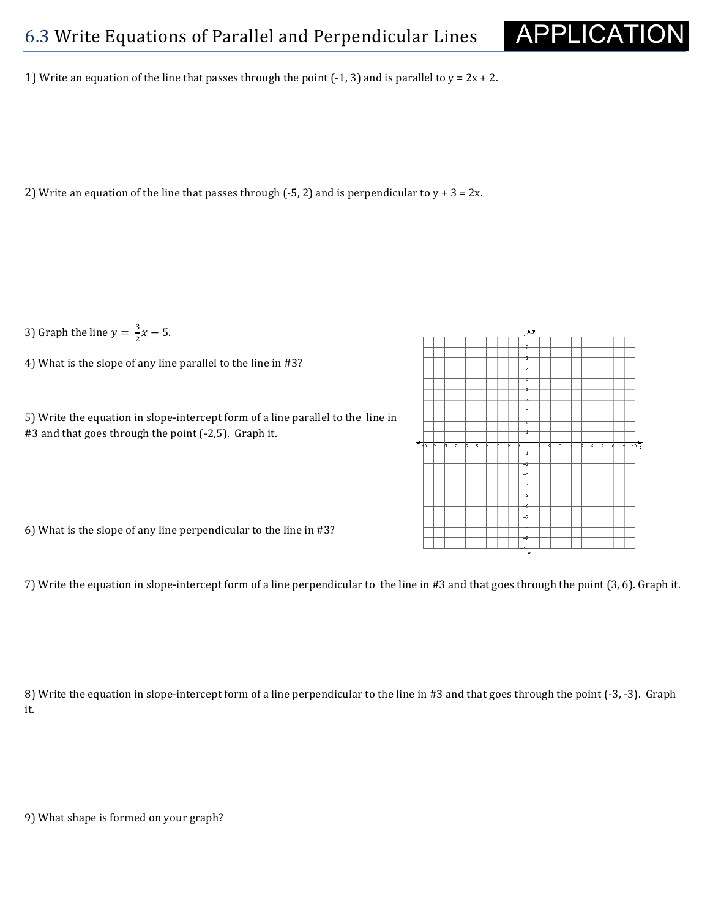# 6.3 Write Equations of Parallel and Perpendicular Lines

**APPLICATION**

1) Write an equation of the line that passes through the point (-1, 3) and is parallel to $y = 2x + 2$.

2) Write an equation of the line that passes through (-5, 2) and is perpendicular to $y + 3 = 2x$.

3) Graph the line $y = \frac{3}{2}x - 5$.

4) What is the slope of any line parallel to the line in #3?

5) Write the equation in slope-intercept form of a line parallel to the line in #3 and that goes through the point (-2,5). Graph it.

6) What is the slope of any line perpendicular to the line in #3?

y
10
9
8
7
6
5
4
3
2
1
−10 −9 −8 −7 −6 −5 −4 −3 −2 −1 1 2 3 4 5 6 7 8 9 10 x
−1
−2
−3
−4
−5
−6
−7
−8
−9
−10

7) Write the equation in slope-intercept form of a line perpendicular to the line in #3 and that goes through the point (3, 6). Graph it.

8) Write the equation in slope-intercept form of a line perpendicular to the line in #3 and that goes through the point (-3, -3). Graph it.

9) What shape is formed on your graph?